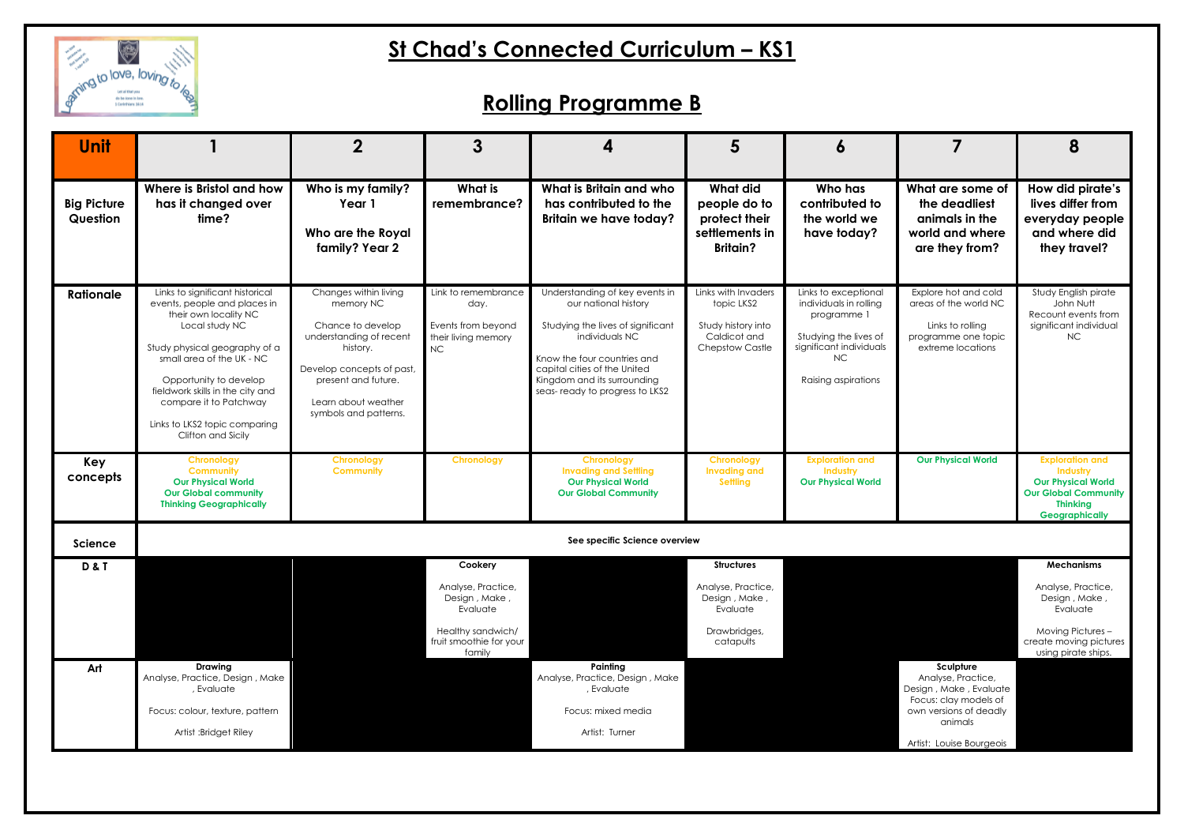# St Chad's Connected Curriculum – KS1

## Rolling Programme B

| Unit | 1 | 2 | 3 | 4 | 5 | 6 | 7 | 8 |
|---|---|---|---|---|---|---|---|---|
| **Big Picture Question** | **Where is Bristol and how has it changed over time?** | **Who is my family? Year 1**<br><br>**Who are the Royal family? Year 2** | **What is remembrance?** | **What is Britain and who has contributed to the Britain we have today?** | **What did people do to protect their settlements in Britain?** | **Who has contributed to the world we have today?** | **What are some of the deadliest animals in the world and where are they from?** | **How did pirate's lives differ from everyday people and where did they travel?** |
| **Rationale** | Links to significant historical events, people and places in their own locality NC<br>Local study NC<br><br>Study physical geography of a small area of the UK - NC<br><br>Opportunity to develop fieldwork skills in the city and compare it to Patchway<br><br>Links to LKS2 topic comparing Clifton and Sicily | Changes within living memory NC<br><br>Chance to develop understanding of recent history.<br><br>Develop concepts of past, present and future.<br><br>Learn about weather symbols and patterns. | Link to remembrance day.<br><br>Events from beyond their living memory NC | Understanding of key events in our national history<br><br>Studying the lives of significant individuals NC<br><br>Know the four countries and capital cities of the United Kingdom and its surrounding seas- ready to progress to LKS2 | Links with Invaders topic LKS2<br><br>Study history into Caldicot and Chepstow Castle | Links to exceptional individuals in rolling programme 1<br><br>Studying the lives of significant individuals NC<br><br>Raising aspirations | Explore hot and cold areas of the world NC<br><br>Links to rolling programme one topic extreme locations | Study English pirate John Nutt<br>Recount events from significant individual NC |
| **Key concepts** | **Chronology**<br>**Community**<br>**Our Physical World**<br>**Our Global community**<br>**Thinking Geographically** | **Chronology**<br>**Community** | **Chronology** | **Chronology**<br>**Invading and Settling**<br>**Our Physical World**<br>**Our Global Community** | **Chronology**<br>**Invading and Settling** | **Exploration and Industry**<br>**Our Physical World** | **Our Physical World** | **Exploration and Industry**<br>**Our Physical World**<br>**Our Global Community**<br>**Thinking Geographically** |
| **Science** | **See specific Science overview** | | | | | | | |
| **D & T** | | | **Cookery**<br><br>Analyse, Practice, Design , Make , Evaluate<br><br>Healthy sandwich/ fruit smoothie for your family | | **Structures**<br><br>Analyse, Practice, Design , Make , Evaluate<br><br>Drawbridges, catapults | | | **Mechanisms**<br><br>Analyse, Practice, Design , Make , Evaluate<br><br>Moving Pictures – create moving pictures using pirate ships. |
| **Art** | **Drawing**<br>Analyse, Practice, Design , Make , Evaluate<br><br>Focus: colour, texture, pattern<br><br>Artist :Bridget Riley | | | **Painting**<br>Analyse, Practice, Design , Make , Evaluate<br><br>Focus: mixed media<br><br>Artist: Turner | | | **Sculpture**<br>Analyse, Practice, Design , Make , Evaluate<br>Focus: clay models of own versions of deadly animals<br><br>Artist: Louise Bourgeois | |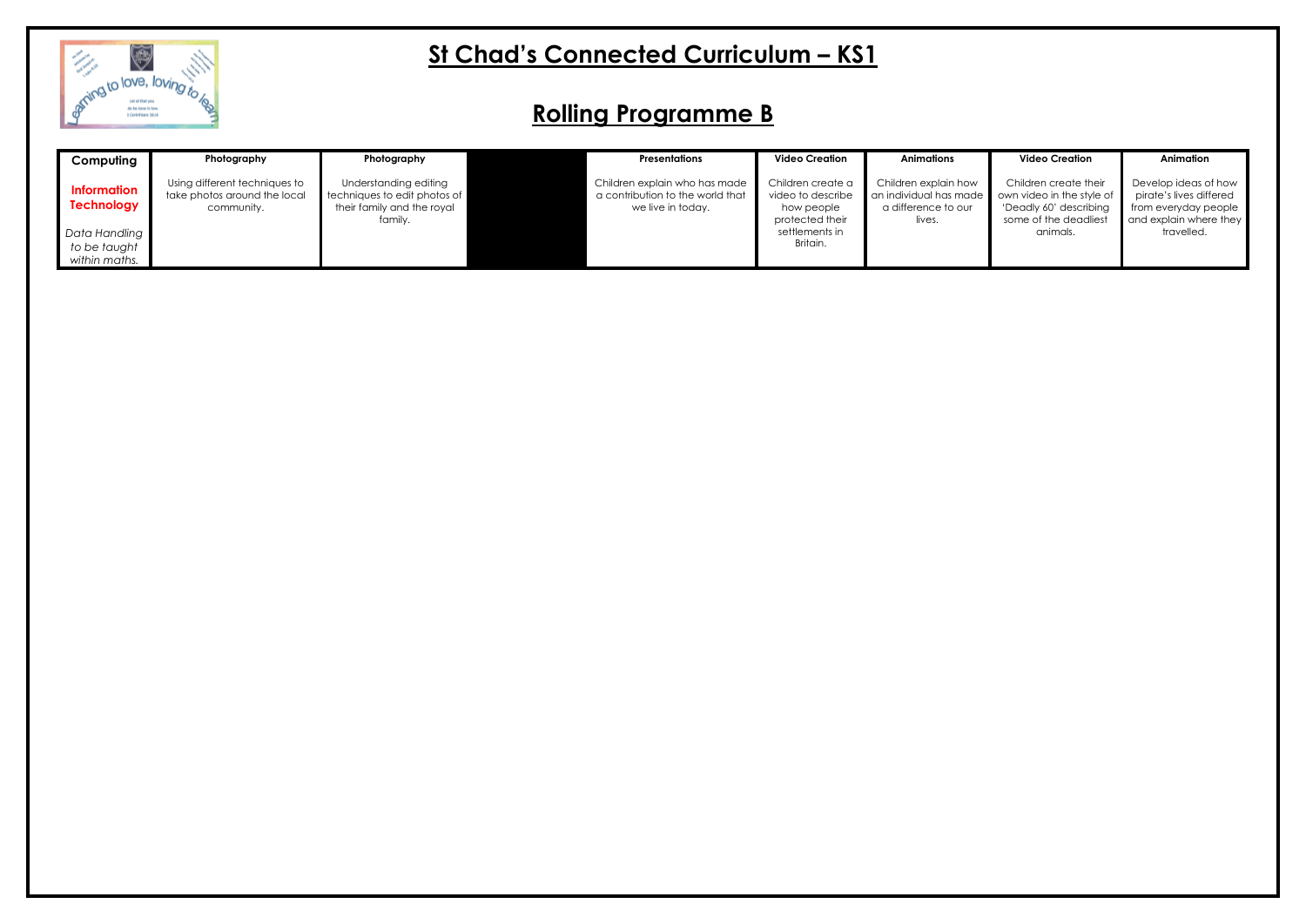# St Chad's Connected Curriculum – KS1

## Rolling Programme B

| Computing | Photography | Photography | | Presentations | Video Creation | Animations | Video Creation | Animation |
|---|---|---|---|---|---|---|---|---|
| **Information Technology** *Data Handling to be taught within maths.* | Using different techniques to take photos around the local community. | Understanding editing techniques to edit photos of their family and the royal family. | | Children explain who has made a contribution to the world that we live in today. | Children create a video to describe how people protected their settlements in Britain. | Children explain how an individual has made a difference to our lives. | Children create their own video in the style of 'Deadly 60' describing some of the deadliest animals. | Develop ideas of how pirate's lives differed from everyday people and explain where they travelled. |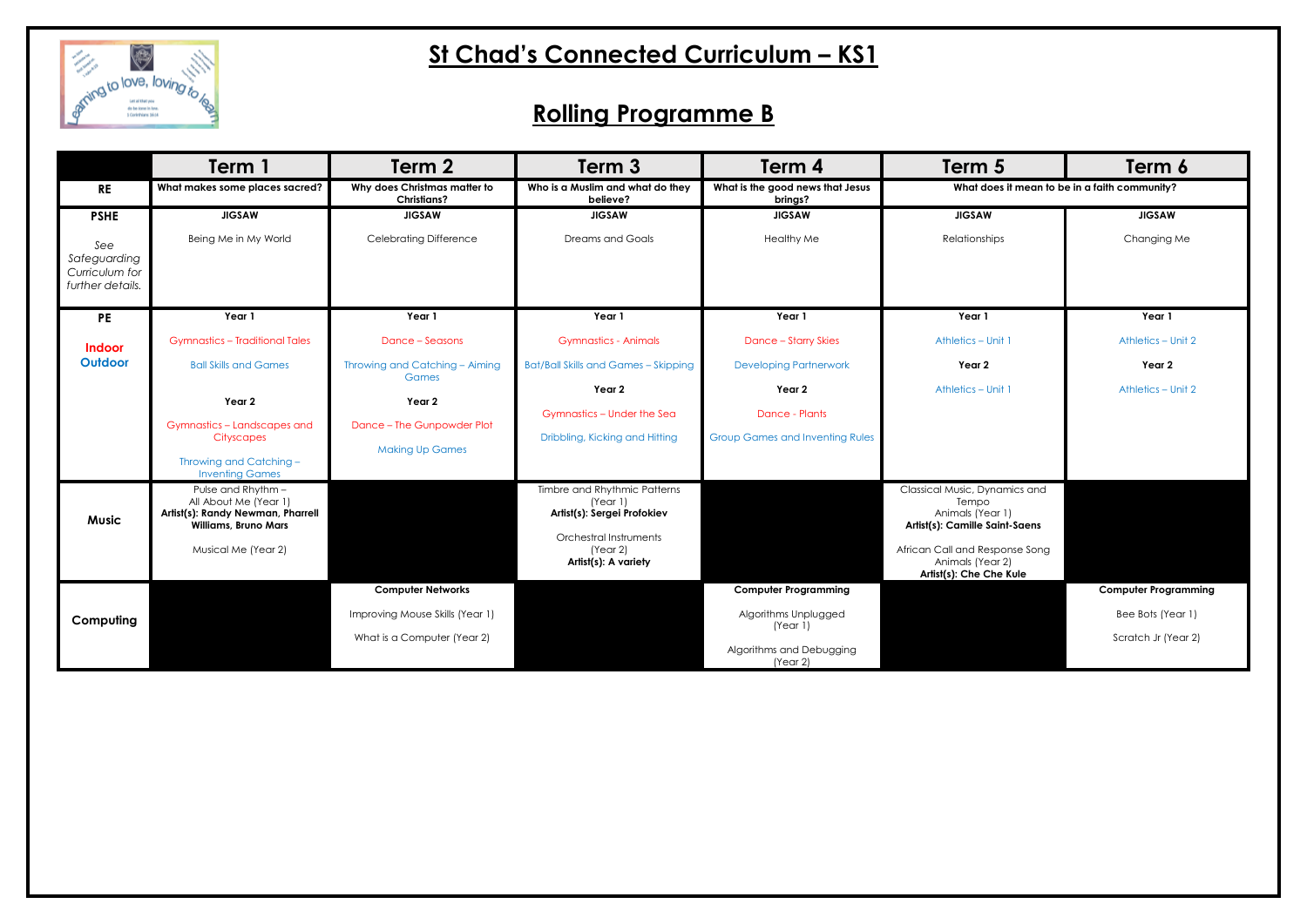# St Chad's Connected Curriculum – KS1

## Rolling Programme B

| | Term 1 | Term 2 | Term 3 | Term 4 | Term 5 | Term 6 |
|---|---|---|---|---|---|---|
| **RE** | **What makes some places sacred?** | **Why does Christmas matter to Christians?** | **Who is a Muslim and what do they believe?** | **What is the good news that Jesus brings?** | **What does it mean to be in a faith community?** | |
| **PSHE**<br><br>*See Safeguarding Curriculum for further details.* | **JIGSAW**<br><br>Being Me in My World | **JIGSAW**<br><br>Celebrating Difference | **JIGSAW**<br><br>Dreams and Goals | **JIGSAW**<br><br>Healthy Me | **JIGSAW**<br><br>Relationships | **JIGSAW**<br><br>Changing Me |
| **PE**<br><br>**Indoor**<br>**Outdoor** | **Year 1**<br><br>Gymnastics – Traditional Tales<br><br>Ball Skills and Games<br><br>**Year 2**<br><br>Gymnastics – Landscapes and Cityscapes<br><br>Throwing and Catching – Inventing Games | **Year 1**<br><br>Dance – Seasons<br><br>Throwing and Catching – Aiming Games<br><br>**Year 2**<br><br>Dance – The Gunpowder Plot<br><br>Making Up Games | **Year 1**<br><br>Gymnastics - Animals<br><br>Bat/Ball Skills and Games – Skipping<br><br>**Year 2**<br><br>Gymnastics – Under the Sea<br><br>Dribbling, Kicking and Hitting | **Year 1**<br><br>Dance – Starry Skies<br><br>Developing Partnerwork<br><br>**Year 2**<br><br>Dance - Plants<br><br>Group Games and Inventing Rules | **Year 1**<br><br>Athletics – Unit 1<br><br>**Year 2**<br><br>Athletics – Unit 1 | **Year 1**<br><br>Athletics – Unit 2<br><br>**Year 2**<br><br>Athletics – Unit 2 |
| **Music** | Pulse and Rhythm – All About Me (Year 1)<br>**Artist(s): Randy Newman, Pharrell Williams, Bruno Mars**<br><br>Musical Me (Year 2) | | Timbre and Rhythmic Patterns (Year 1)<br>**Artist(s): Sergei Profokiev**<br><br>Orchestral Instruments (Year 2)<br>**Artist(s): A variety** | | Classical Music, Dynamics and Tempo<br>Animals (Year 1)<br>**Artist(s): Camille Saint-Saens**<br><br>African Call and Response Song<br>Animals (Year 2)<br>**Artist(s): Che Che Kule** | |
| **Computing** | | **Computer Networks**<br><br>Improving Mouse Skills (Year 1)<br><br>What is a Computer (Year 2) | | **Computer Programming**<br><br>Algorithms Unplugged (Year 1)<br><br>Algorithms and Debugging (Year 2) | | **Computer Programming**<br><br>Bee Bots (Year 1)<br><br>Scratch Jr (Year 2) |